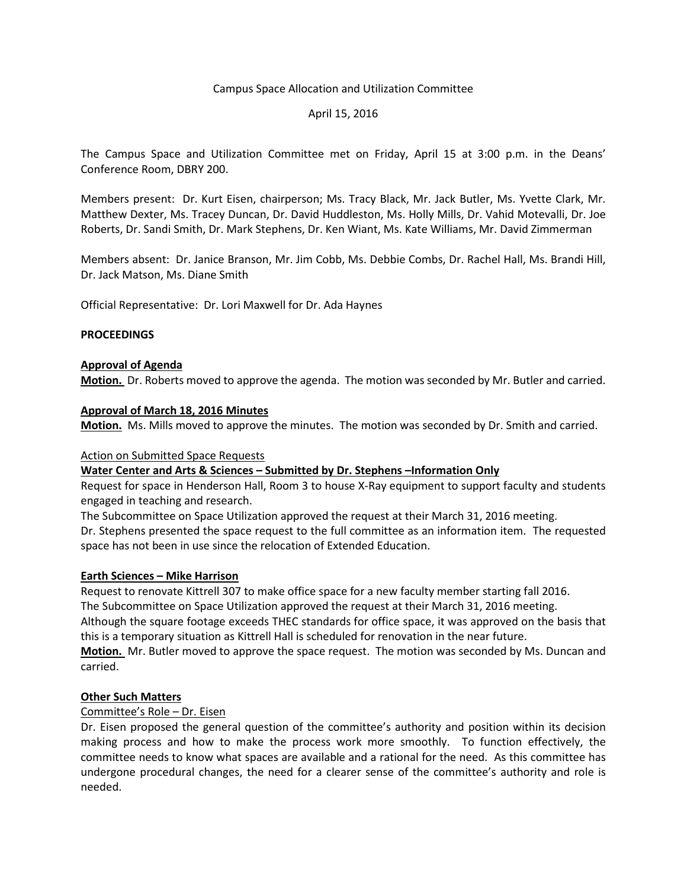Campus Space Allocation and Utilization Committee

April 15, 2016

The Campus Space and Utilization Committee met on Friday, April 15 at 3:00 p.m. in the Deans' Conference Room, DBRY 200.

Members present: Dr. Kurt Eisen, chairperson; Ms. Tracy Black, Mr. Jack Butler, Ms. Yvette Clark, Mr. Matthew Dexter, Ms. Tracey Duncan, Dr. David Huddleston, Ms. Holly Mills, Dr. Vahid Motevalli, Dr. Joe Roberts, Dr. Sandi Smith, Dr. Mark Stephens, Dr. Ken Wiant, Ms. Kate Williams, Mr. David Zimmerman

Members absent: Dr. Janice Branson, Mr. Jim Cobb, Ms. Debbie Combs, Dr. Rachel Hall, Ms. Brandi Hill, Dr. Jack Matson, Ms. Diane Smith

Official Representative: Dr. Lori Maxwell for Dr. Ada Haynes

**PROCEEDINGS**

**Approval of Agenda**

**Motion.** Dr. Roberts moved to approve the agenda. The motion was seconded by Mr. Butler and carried.

**Approval of March 18, 2016 Minutes**

**Motion.** Ms. Mills moved to approve the minutes. The motion was seconded by Dr. Smith and carried.

Action on Submitted Space Requests

**Water Center and Arts & Sciences – Submitted by Dr. Stephens –Information Only**

Request for space in Henderson Hall, Room 3 to house X-Ray equipment to support faculty and students engaged in teaching and research.

The Subcommittee on Space Utilization approved the request at their March 31, 2016 meeting.

Dr. Stephens presented the space request to the full committee as an information item. The requested space has not been in use since the relocation of Extended Education.

**Earth Sciences – Mike Harrison**

Request to renovate Kittrell 307 to make office space for a new faculty member starting fall 2016.

The Subcommittee on Space Utilization approved the request at their March 31, 2016 meeting.

Although the square footage exceeds THEC standards for office space, it was approved on the basis that this is a temporary situation as Kittrell Hall is scheduled for renovation in the near future.

**Motion.** Mr. Butler moved to approve the space request. The motion was seconded by Ms. Duncan and carried.

**Other Such Matters**

Committee's Role – Dr. Eisen

Dr. Eisen proposed the general question of the committee's authority and position within its decision making process and how to make the process work more smoothly. To function effectively, the committee needs to know what spaces are available and a rational for the need. As this committee has undergone procedural changes, the need for a clearer sense of the committee's authority and role is needed.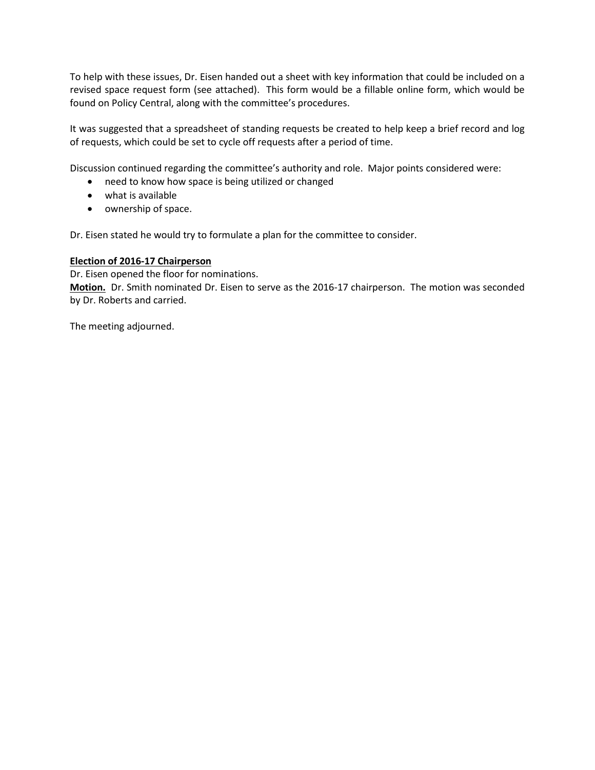To help with these issues, Dr. Eisen handed out a sheet with key information that could be included on a revised space request form (see attached). This form would be a fillable online form, which would be found on Policy Central, along with the committee's procedures.

It was suggested that a spreadsheet of standing requests be created to help keep a brief record and log of requests, which could be set to cycle off requests after a period of time.

Discussion continued regarding the committee's authority and role. Major points considered were:

- need to know how space is being utilized or changed
- what is available
- ownership of space.

Dr. Eisen stated he would try to formulate a plan for the committee to consider.

**Election of 2016-17 Chairperson**

Dr. Eisen opened the floor for nominations.

**Motion.** Dr. Smith nominated Dr. Eisen to serve as the 2016-17 chairperson. The motion was seconded by Dr. Roberts and carried.

The meeting adjourned.